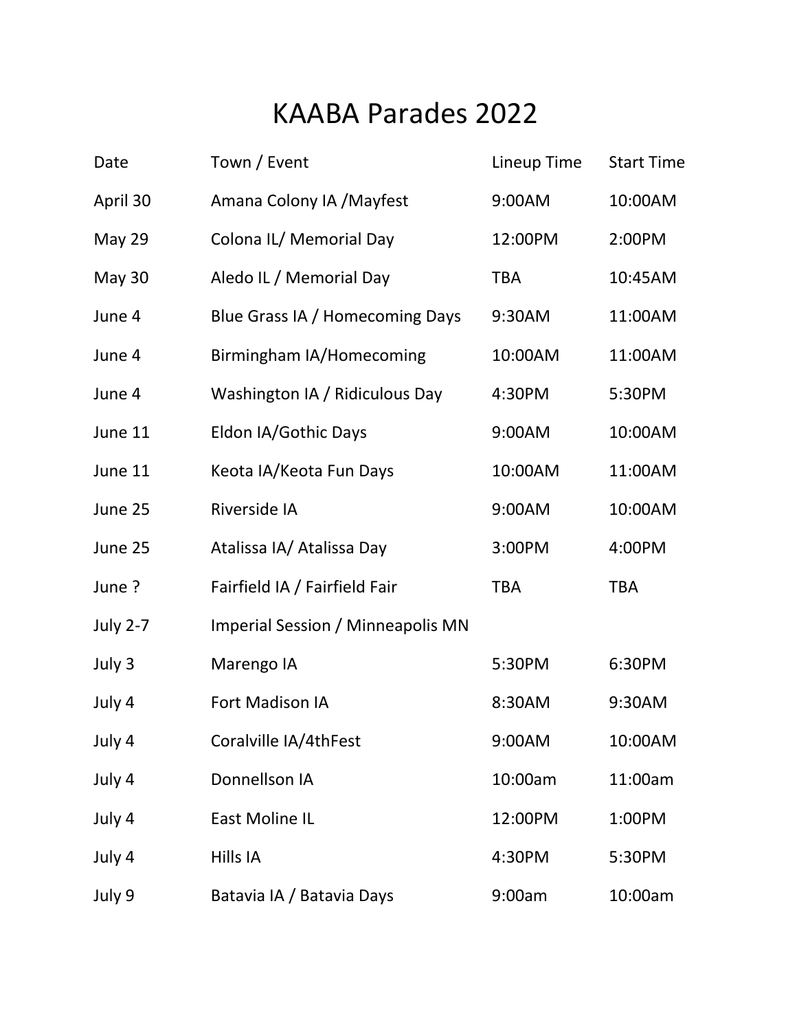# KAABA Parades 2022

| Date | Town / Event | Lineup Time | Start Time |
|---|---|---|---|
| April 30 | Amana Colony IA /Mayfest | 9:00AM | 10:00AM |
| May 29 | Colona IL/ Memorial Day | 12:00PM | 2:00PM |
| May 30 | Aledo IL / Memorial Day | TBA | 10:45AM |
| June 4 | Blue Grass IA / Homecoming Days | 9:30AM | 11:00AM |
| June 4 | Birmingham IA/Homecoming | 10:00AM | 11:00AM |
| June 4 | Washington IA / Ridiculous Day | 4:30PM | 5:30PM |
| June 11 | Eldon IA/Gothic Days | 9:00AM | 10:00AM |
| June 11 | Keota IA/Keota Fun Days | 10:00AM | 11:00AM |
| June 25 | Riverside IA | 9:00AM | 10:00AM |
| June 25 | Atalissa IA/ Atalissa Day | 3:00PM | 4:00PM |
| June ? | Fairfield IA / Fairfield Fair | TBA | TBA |
| July 2-7 | Imperial Session / Minneapolis MN | | |
| July 3 | Marengo IA | 5:30PM | 6:30PM |
| July 4 | Fort Madison IA | 8:30AM | 9:30AM |
| July 4 | Coralville IA/4thFest | 9:00AM | 10:00AM |
| July 4 | Donnellson IA | 10:00am | 11:00am |
| July 4 | East Moline IL | 12:00PM | 1:00PM |
| July 4 | Hills IA | 4:30PM | 5:30PM |
| July 9 | Batavia IA / Batavia Days | 9:00am | 10:00am |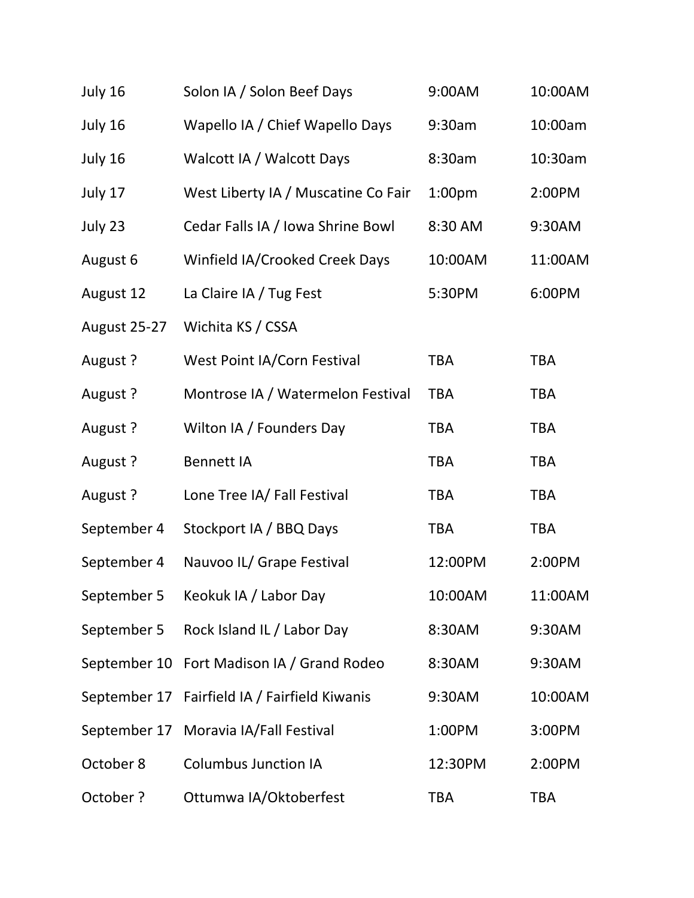| | | | |
|---|---|---|---|
| July 16 | Solon IA / Solon Beef Days | 9:00AM | 10:00AM |
| July 16 | Wapello IA / Chief Wapello Days | 9:30am | 10:00am |
| July 16 | Walcott IA / Walcott Days | 8:30am | 10:30am |
| July 17 | West Liberty IA / Muscatine Co Fair | 1:00pm | 2:00PM |
| July 23 | Cedar Falls IA / Iowa Shrine Bowl | 8:30 AM | 9:30AM |
| August 6 | Winfield IA/Crooked Creek Days | 10:00AM | 11:00AM |
| August 12 | La Claire IA / Tug Fest | 5:30PM | 6:00PM |
| August 25-27 | Wichita KS / CSSA | | |
| August ? | West Point IA/Corn Festival | TBA | TBA |
| August ? | Montrose IA / Watermelon Festival | TBA | TBA |
| August ? | Wilton IA / Founders Day | TBA | TBA |
| August ? | Bennett IA | TBA | TBA |
| August ? | Lone Tree IA/ Fall Festival | TBA | TBA |
| September 4 | Stockport IA / BBQ Days | TBA | TBA |
| September 4 | Nauvoo IL/ Grape Festival | 12:00PM | 2:00PM |
| September 5 | Keokuk IA / Labor Day | 10:00AM | 11:00AM |
| September 5 | Rock Island IL / Labor Day | 8:30AM | 9:30AM |
| September 10 | Fort Madison IA / Grand Rodeo | 8:30AM | 9:30AM |
| September 17 | Fairfield IA / Fairfield Kiwanis | 9:30AM | 10:00AM |
| September 17 | Moravia IA/Fall Festival | 1:00PM | 3:00PM |
| October 8 | Columbus Junction IA | 12:30PM | 2:00PM |
| October ? | Ottumwa IA/Oktoberfest | TBA | TBA |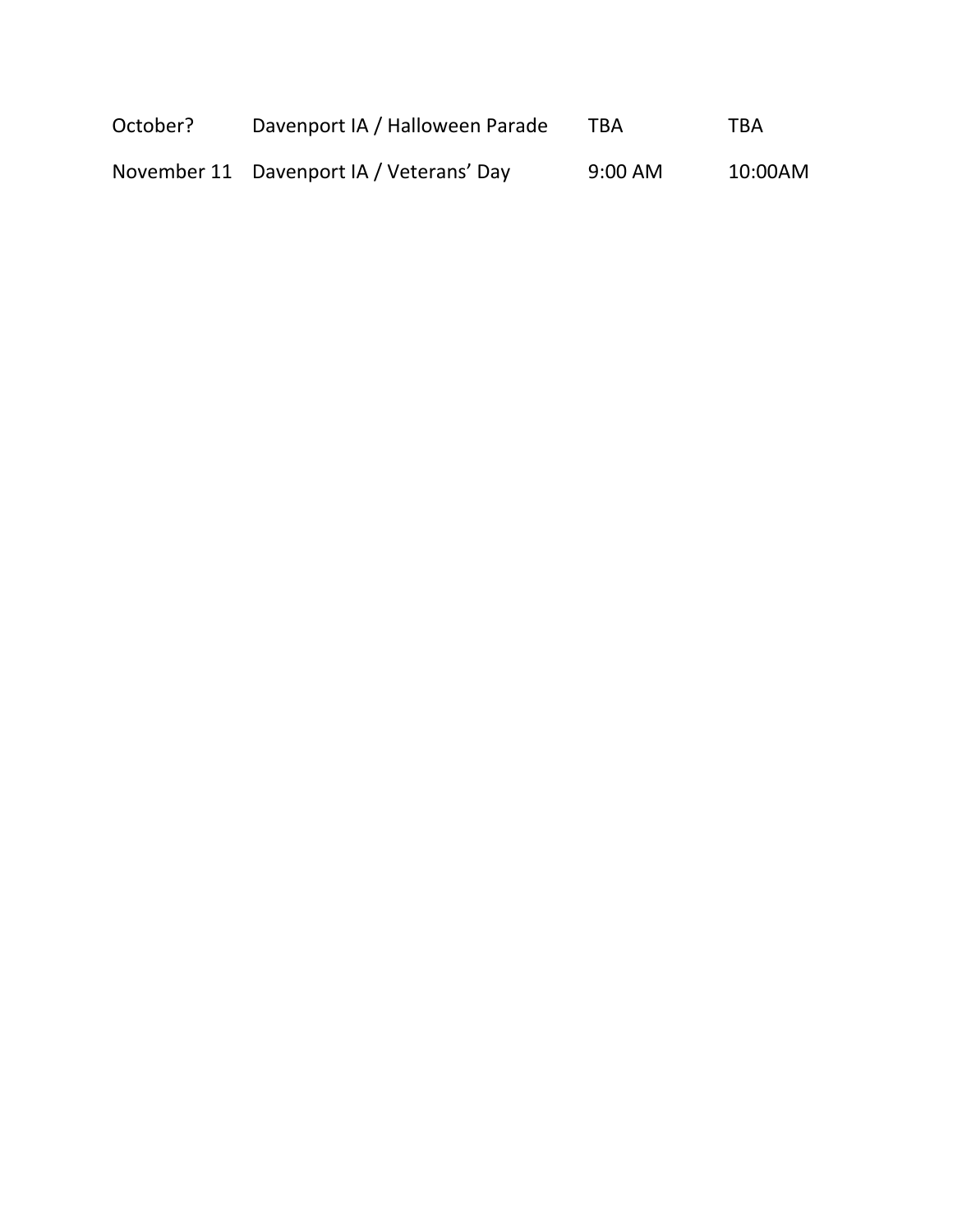| | | | |
|---|---|---|---|
| October? | Davenport IA / Halloween Parade | TBA | TBA |
| November 11 | Davenport IA / Veterans' Day | 9:00 AM | 10:00AM |